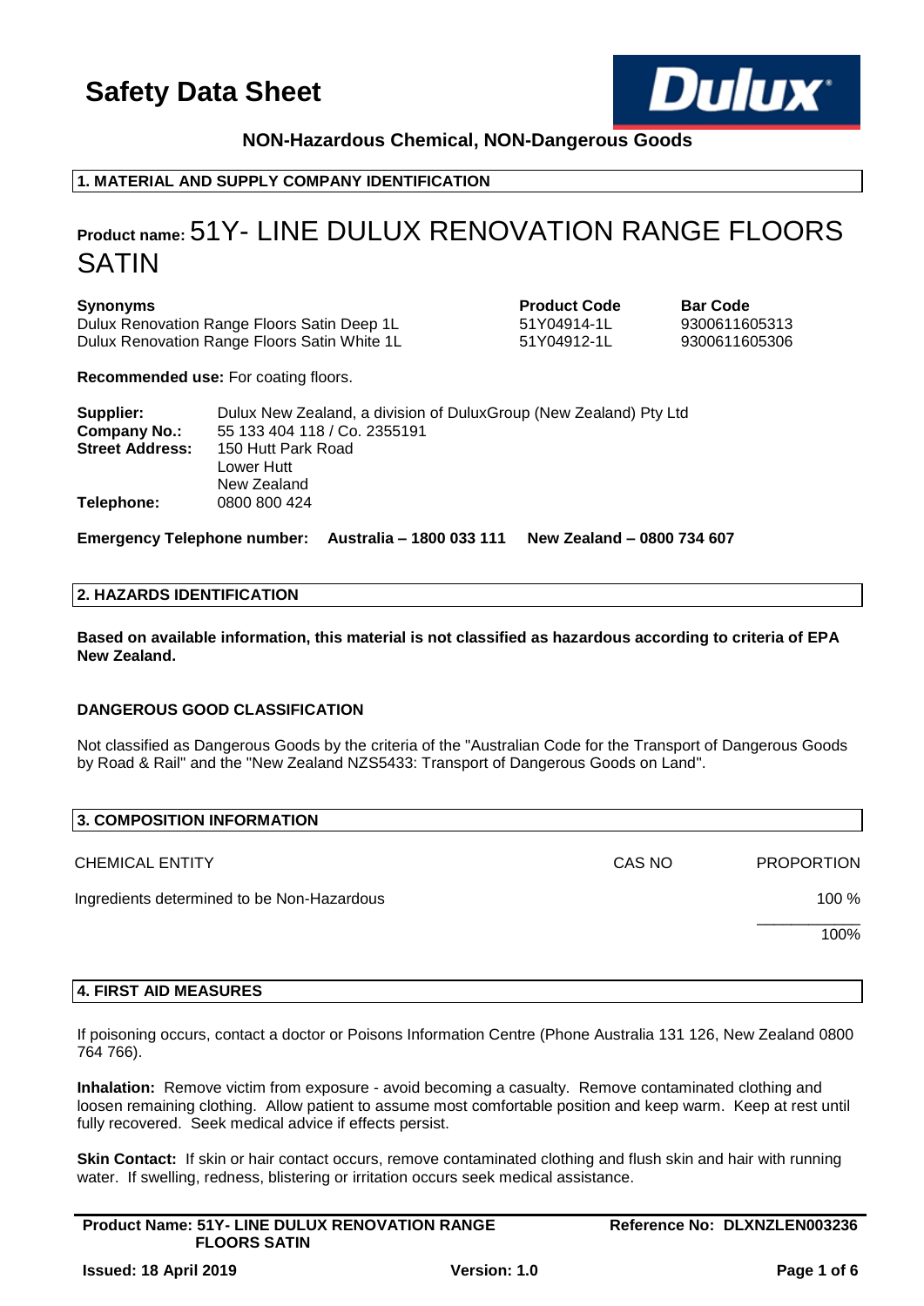# Safety Data Sheet

**NON-Hazardous Chemical, NON-Dangerous Goods**

## 1. MATERIAL AND SUPPLY COMPANY IDENTIFICATION

**Product name:** 51Y- LINE DULUX RENOVATION RANGE FLOORS SATIN

| Synonyms | Product Code | Bar Code |
|---|---|---|
| Dulux Renovation Range Floors Satin Deep 1L | 51Y04914-1L | 9300611605313 |
| Dulux Renovation Range Floors Satin White 1L | 51Y04912-1L | 9300611605306 |

**Recommended use:** For coating floors.

**Supplier:** Dulux New Zealand, a division of DuluxGroup (New Zealand) Pty Ltd
**Company No.:** 55 133 404 118 / Co. 2355191
**Street Address:** 150 Hutt Park Road
Lower Hutt
New Zealand
**Telephone:** 0800 800 424

**Emergency Telephone number: Australia – 1800 033 111 New Zealand – 0800 734 607**

## 2. HAZARDS IDENTIFICATION

**Based on available information, this material is not classified as hazardous according to criteria of EPA New Zealand.**

### DANGEROUS GOOD CLASSIFICATION

Not classified as Dangerous Goods by the criteria of the "Australian Code for the Transport of Dangerous Goods by Road & Rail" and the "New Zealand NZS5433: Transport of Dangerous Goods on Land".

## 3. COMPOSITION INFORMATION

| CHEMICAL ENTITY | CAS NO | PROPORTION |
|---|---|---|
| Ingredients determined to be Non-Hazardous | | 100 % |
| | | 100% |

## 4. FIRST AID MEASURES

If poisoning occurs, contact a doctor or Poisons Information Centre (Phone Australia 131 126, New Zealand 0800 764 766).

**Inhalation:** Remove victim from exposure - avoid becoming a casualty. Remove contaminated clothing and loosen remaining clothing. Allow patient to assume most comfortable position and keep warm. Keep at rest until fully recovered. Seek medical advice if effects persist.

**Skin Contact:** If skin or hair contact occurs, remove contaminated clothing and flush skin and hair with running water. If swelling, redness, blistering or irritation occurs seek medical assistance.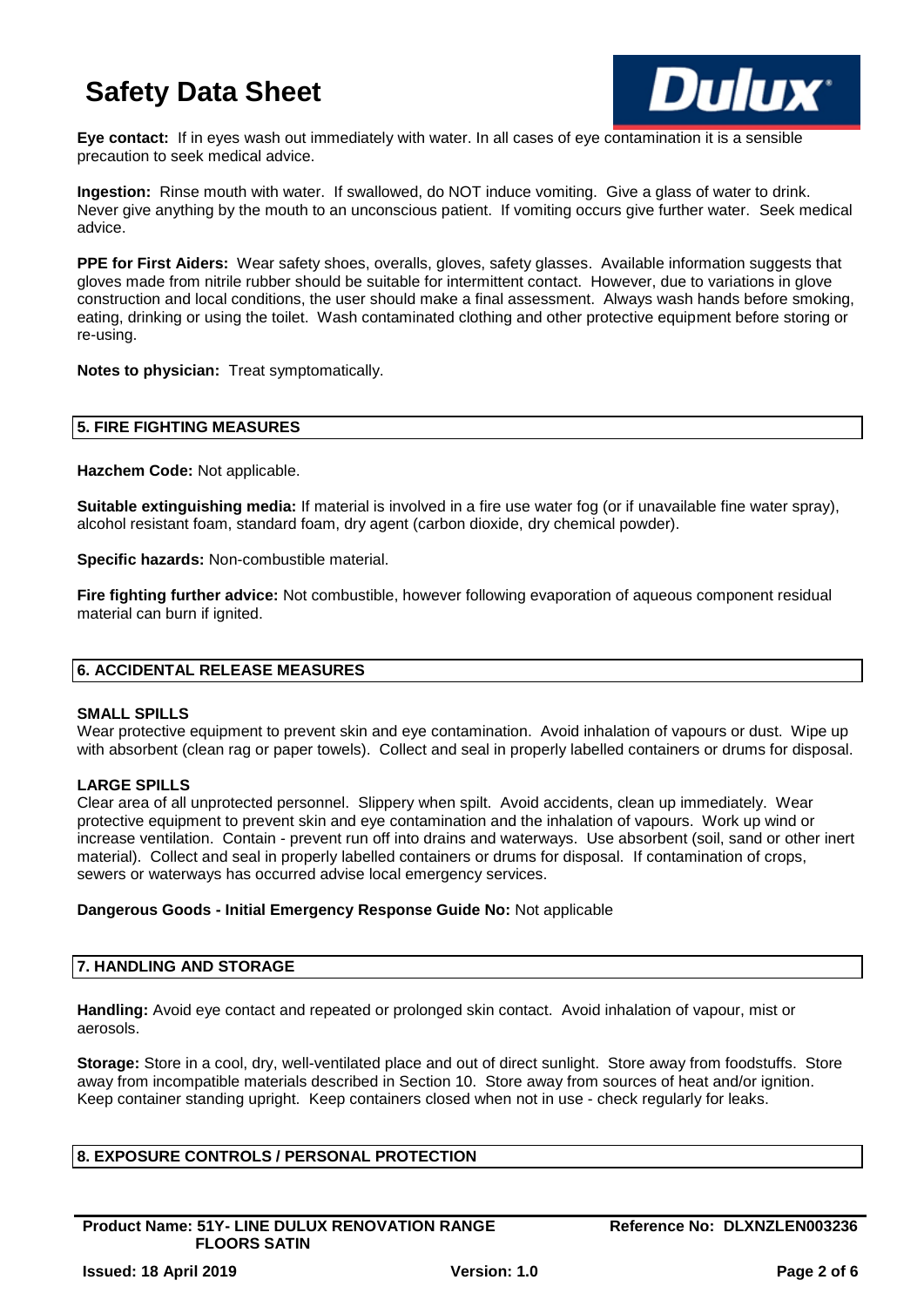**Eye contact:** If in eyes wash out immediately with water. In all cases of eye contamination it is a sensible precaution to seek medical advice.

**Ingestion:** Rinse mouth with water. If swallowed, do NOT induce vomiting. Give a glass of water to drink. Never give anything by the mouth to an unconscious patient. If vomiting occurs give further water. Seek medical advice.

**PPE for First Aiders:** Wear safety shoes, overalls, gloves, safety glasses. Available information suggests that gloves made from nitrile rubber should be suitable for intermittent contact. However, due to variations in glove construction and local conditions, the user should make a final assessment. Always wash hands before smoking, eating, drinking or using the toilet. Wash contaminated clothing and other protective equipment before storing or re-using.

**Notes to physician:** Treat symptomatically.

## 5. FIRE FIGHTING MEASURES

**Hazchem Code:** Not applicable.

**Suitable extinguishing media:** If material is involved in a fire use water fog (or if unavailable fine water spray), alcohol resistant foam, standard foam, dry agent (carbon dioxide, dry chemical powder).

**Specific hazards:** Non-combustible material.

**Fire fighting further advice:** Not combustible, however following evaporation of aqueous component residual material can burn if ignited.

## 6. ACCIDENTAL RELEASE MEASURES

**SMALL SPILLS**

Wear protective equipment to prevent skin and eye contamination. Avoid inhalation of vapours or dust. Wipe up with absorbent (clean rag or paper towels). Collect and seal in properly labelled containers or drums for disposal.

**LARGE SPILLS**

Clear area of all unprotected personnel. Slippery when spilt. Avoid accidents, clean up immediately. Wear protective equipment to prevent skin and eye contamination and the inhalation of vapours. Work up wind or increase ventilation. Contain - prevent run off into drains and waterways. Use absorbent (soil, sand or other inert material). Collect and seal in properly labelled containers or drums for disposal. If contamination of crops, sewers or waterways has occurred advise local emergency services.

**Dangerous Goods - Initial Emergency Response Guide No:** Not applicable

## 7. HANDLING AND STORAGE

**Handling:** Avoid eye contact and repeated or prolonged skin contact. Avoid inhalation of vapour, mist or aerosols.

**Storage:** Store in a cool, dry, well-ventilated place and out of direct sunlight. Store away from foodstuffs. Store away from incompatible materials described in Section 10. Store away from sources of heat and/or ignition. Keep container standing upright. Keep containers closed when not in use - check regularly for leaks.

## 8. EXPOSURE CONTROLS / PERSONAL PROTECTION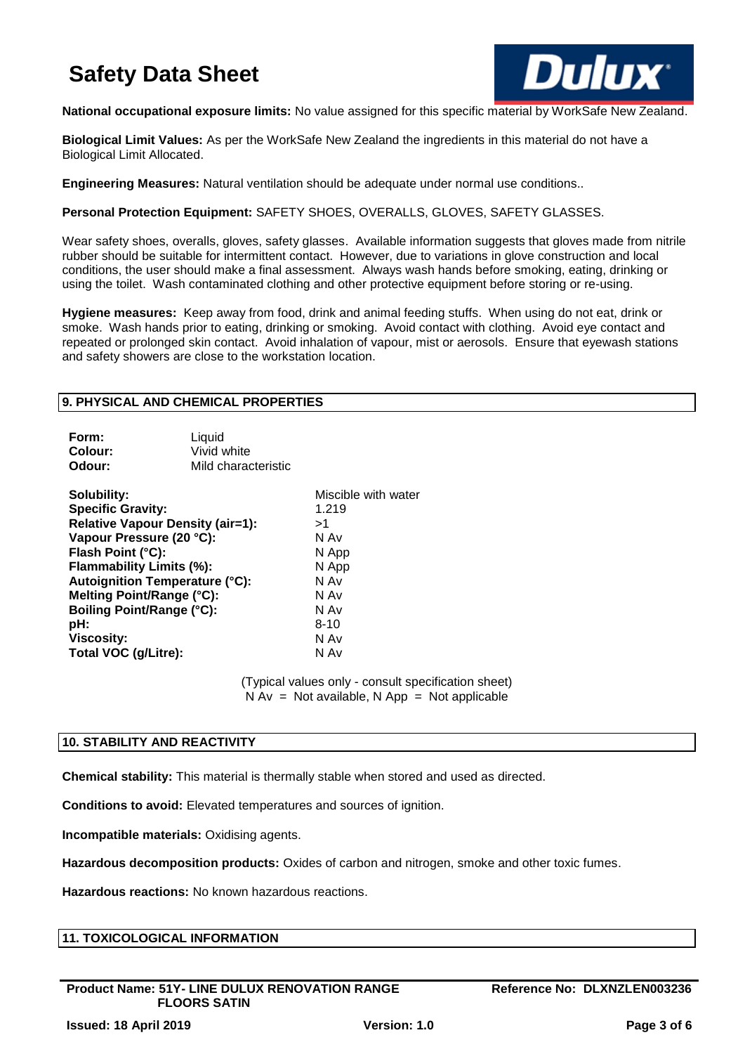**National occupational exposure limits:** No value assigned for this specific material by WorkSafe New Zealand.

**Biological Limit Values:** As per the WorkSafe New Zealand the ingredients in this material do not have a Biological Limit Allocated.

**Engineering Measures:** Natural ventilation should be adequate under normal use conditions..

**Personal Protection Equipment:** SAFETY SHOES, OVERALLS, GLOVES, SAFETY GLASSES.

Wear safety shoes, overalls, gloves, safety glasses. Available information suggests that gloves made from nitrile rubber should be suitable for intermittent contact. However, due to variations in glove construction and local conditions, the user should make a final assessment. Always wash hands before smoking, eating, drinking or using the toilet. Wash contaminated clothing and other protective equipment before storing or re-using.

**Hygiene measures:** Keep away from food, drink and animal feeding stuffs. When using do not eat, drink or smoke. Wash hands prior to eating, drinking or smoking. Avoid contact with clothing. Avoid eye contact and repeated or prolonged skin contact. Avoid inhalation of vapour, mist or aerosols. Ensure that eyewash stations and safety showers are close to the workstation location.

## 9. PHYSICAL AND CHEMICAL PROPERTIES

| | |
|---|---|
| **Form:** | Liquid |
| **Colour:** | Vivid white |
| **Odour:** | Mild characteristic |

| | |
|---|---|
| **Solubility:** | Miscible with water |
| **Specific Gravity:** | 1.219 |
| **Relative Vapour Density (air=1):** | >1 |
| **Vapour Pressure (20 °C):** | N Av |
| **Flash Point (°C):** | N App |
| **Flammability Limits (%):** | N App |
| **Autoignition Temperature (°C):** | N Av |
| **Melting Point/Range (°C):** | N Av |
| **Boiling Point/Range (°C):** | N Av |
| **pH:** | 8-10 |
| **Viscosity:** | N Av |
| **Total VOC (g/Litre):** | N Av |

(Typical values only - consult specification sheet)
N Av = Not available, N App = Not applicable

## 10. STABILITY AND REACTIVITY

**Chemical stability:** This material is thermally stable when stored and used as directed.

**Conditions to avoid:** Elevated temperatures and sources of ignition.

**Incompatible materials:** Oxidising agents.

**Hazardous decomposition products:** Oxides of carbon and nitrogen, smoke and other toxic fumes.

**Hazardous reactions:** No known hazardous reactions.

## 11. TOXICOLOGICAL INFORMATION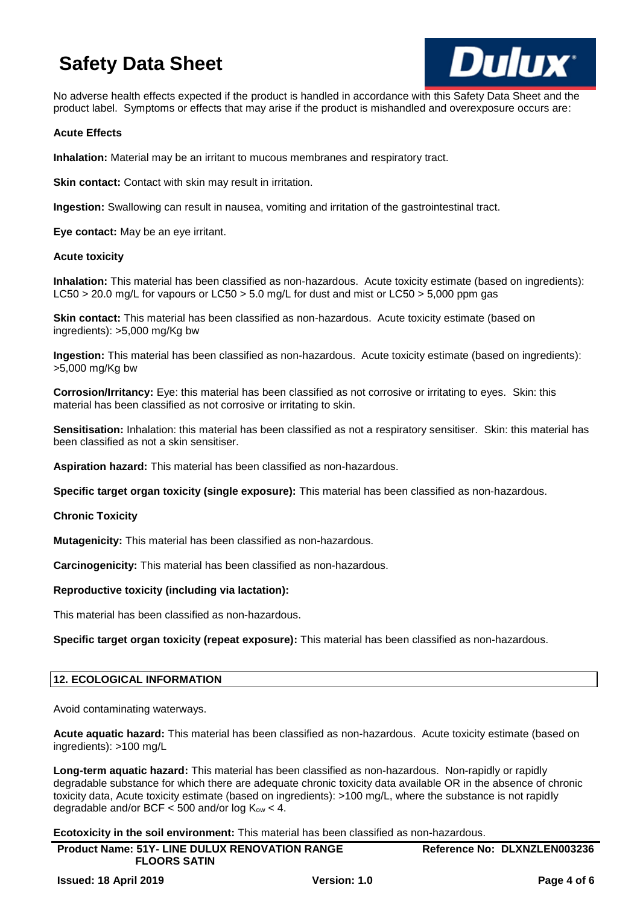No adverse health effects expected if the product is handled in accordance with this Safety Data Sheet and the product label. Symptoms or effects that may arise if the product is mishandled and overexposure occurs are:

**Acute Effects**

**Inhalation:** Material may be an irritant to mucous membranes and respiratory tract.

**Skin contact:** Contact with skin may result in irritation.

**Ingestion:** Swallowing can result in nausea, vomiting and irritation of the gastrointestinal tract.

**Eye contact:** May be an eye irritant.

**Acute toxicity**

**Inhalation:** This material has been classified as non-hazardous. Acute toxicity estimate (based on ingredients): LC50 > 20.0 mg/L for vapours or LC50 > 5.0 mg/L for dust and mist or LC50 > 5,000 ppm gas

**Skin contact:** This material has been classified as non-hazardous. Acute toxicity estimate (based on ingredients): >5,000 mg/Kg bw

**Ingestion:** This material has been classified as non-hazardous. Acute toxicity estimate (based on ingredients): >5,000 mg/Kg bw

**Corrosion/Irritancy:** Eye: this material has been classified as not corrosive or irritating to eyes. Skin: this material has been classified as not corrosive or irritating to skin.

**Sensitisation:** Inhalation: this material has been classified as not a respiratory sensitiser. Skin: this material has been classified as not a skin sensitiser.

**Aspiration hazard:** This material has been classified as non-hazardous.

**Specific target organ toxicity (single exposure):** This material has been classified as non-hazardous.

**Chronic Toxicity**

**Mutagenicity:** This material has been classified as non-hazardous.

**Carcinogenicity:** This material has been classified as non-hazardous.

**Reproductive toxicity (including via lactation):**

This material has been classified as non-hazardous.

**Specific target organ toxicity (repeat exposure):** This material has been classified as non-hazardous.

## 12. ECOLOGICAL INFORMATION

Avoid contaminating waterways.

**Acute aquatic hazard:** This material has been classified as non-hazardous. Acute toxicity estimate (based on ingredients): >100 mg/L

**Long-term aquatic hazard:** This material has been classified as non-hazardous. Non-rapidly or rapidly degradable substance for which there are adequate chronic toxicity data available OR in the absence of chronic toxicity data, Acute toxicity estimate (based on ingredients): >100 mg/L, where the substance is not rapidly degradable and/or BCF < 500 and/or log $K_{ow}$ < 4.

**Ecotoxicity in the soil environment:** This material has been classified as non-hazardous.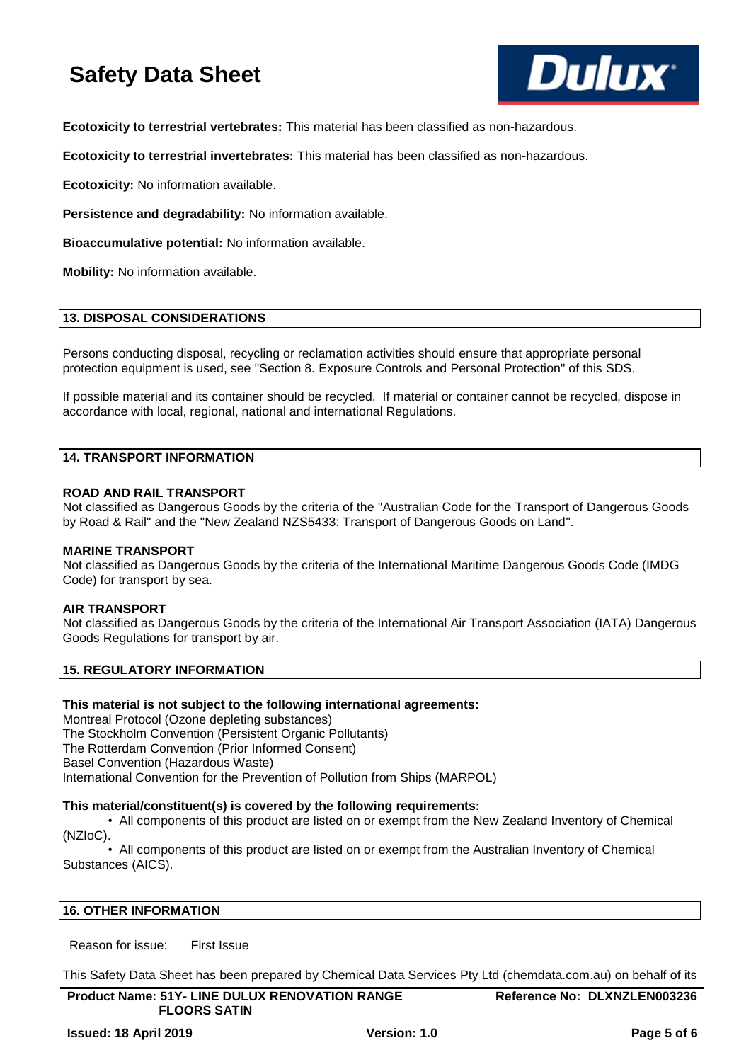**Ecotoxicity to terrestrial vertebrates:** This material has been classified as non-hazardous.

**Ecotoxicity to terrestrial invertebrates:** This material has been classified as non-hazardous.

**Ecotoxicity:** No information available.

**Persistence and degradability:** No information available.

**Bioaccumulative potential:** No information available.

**Mobility:** No information available.

## 13. DISPOSAL CONSIDERATIONS

Persons conducting disposal, recycling or reclamation activities should ensure that appropriate personal protection equipment is used, see "Section 8. Exposure Controls and Personal Protection" of this SDS.

If possible material and its container should be recycled. If material or container cannot be recycled, dispose in accordance with local, regional, national and international Regulations.

## 14. TRANSPORT INFORMATION

**ROAD AND RAIL TRANSPORT**
Not classified as Dangerous Goods by the criteria of the "Australian Code for the Transport of Dangerous Goods by Road & Rail" and the "New Zealand NZS5433: Transport of Dangerous Goods on Land".

**MARINE TRANSPORT**
Not classified as Dangerous Goods by the criteria of the International Maritime Dangerous Goods Code (IMDG Code) for transport by sea.

**AIR TRANSPORT**
Not classified as Dangerous Goods by the criteria of the International Air Transport Association (IATA) Dangerous Goods Regulations for transport by air.

## 15. REGULATORY INFORMATION

**This material is not subject to the following international agreements:**
Montreal Protocol (Ozone depleting substances)
The Stockholm Convention (Persistent Organic Pollutants)
The Rotterdam Convention (Prior Informed Consent)
Basel Convention (Hazardous Waste)
International Convention for the Prevention of Pollution from Ships (MARPOL)

**This material/constituent(s) is covered by the following requirements:**

- All components of this product are listed on or exempt from the New Zealand Inventory of Chemical (NZIoC).
- All components of this product are listed on or exempt from the Australian Inventory of Chemical Substances (AICS).

## 16. OTHER INFORMATION

Reason for issue: First Issue

This Safety Data Sheet has been prepared by Chemical Data Services Pty Ltd (chemdata.com.au) on behalf of its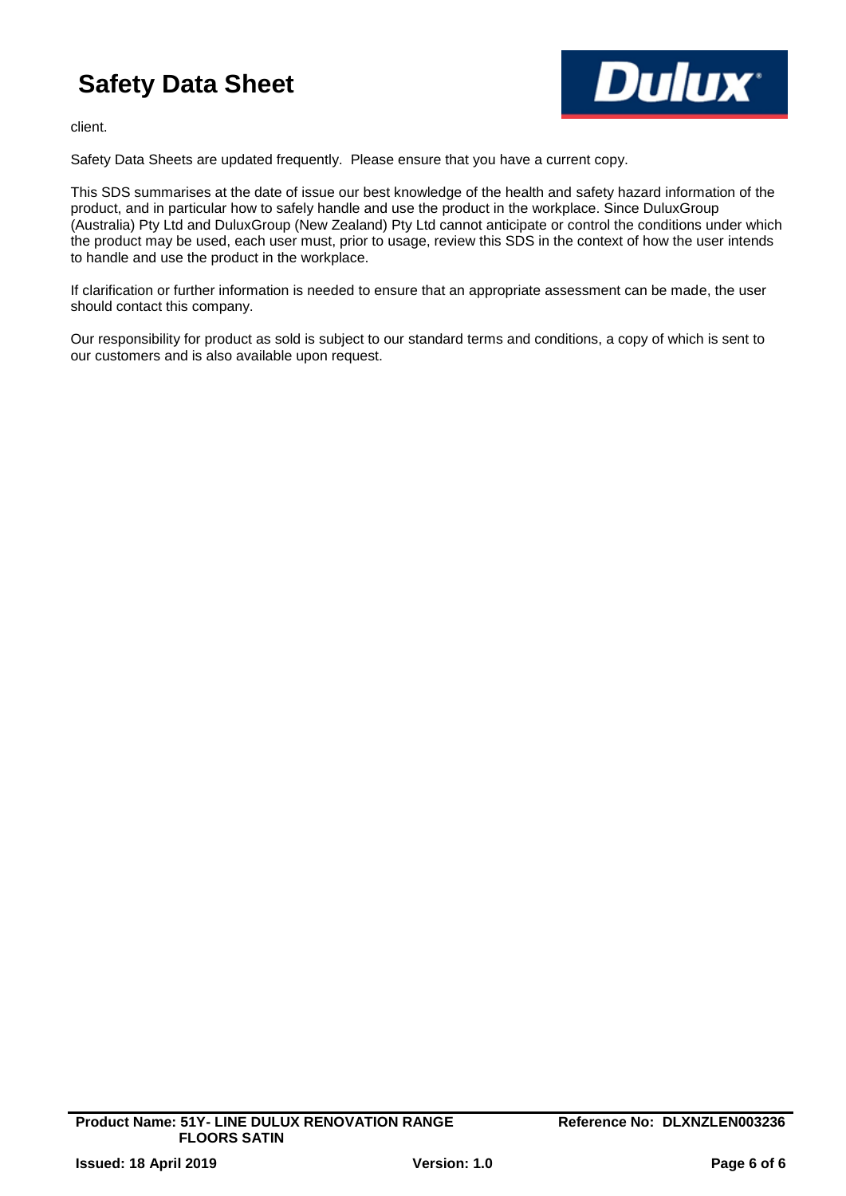client.

Safety Data Sheets are updated frequently. Please ensure that you have a current copy.

This SDS summarises at the date of issue our best knowledge of the health and safety hazard information of the product, and in particular how to safely handle and use the product in the workplace. Since DuluxGroup (Australia) Pty Ltd and DuluxGroup (New Zealand) Pty Ltd cannot anticipate or control the conditions under which the product may be used, each user must, prior to usage, review this SDS in the context of how the user intends to handle and use the product in the workplace.

If clarification or further information is needed to ensure that an appropriate assessment can be made, the user should contact this company.

Our responsibility for product as sold is subject to our standard terms and conditions, a copy of which is sent to our customers and is also available upon request.